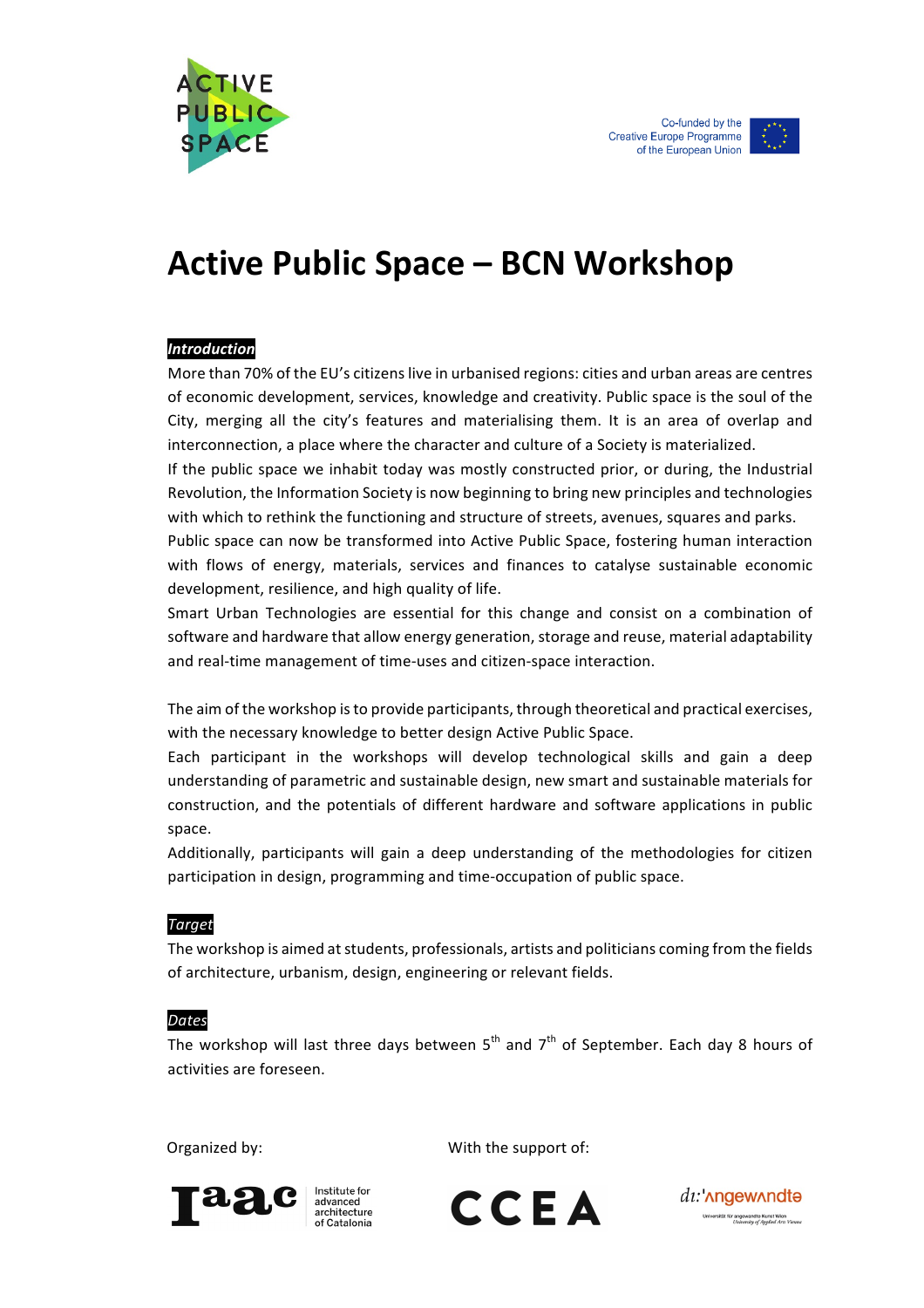ACTIVE PUBLIC SPACE

Co-funded by the Creative Europe Programme of the European Union

# Active Public Space – BCN Workshop

***Introduction***

More than 70% of the EU's citizens live in urbanised regions: cities and urban areas are centres of economic development, services, knowledge and creativity. Public space is the soul of the City, merging all the city's features and materialising them. It is an area of overlap and interconnection, a place where the character and culture of a Society is materialized.

If the public space we inhabit today was mostly constructed prior, or during, the Industrial Revolution, the Information Society is now beginning to bring new principles and technologies with which to rethink the functioning and structure of streets, avenues, squares and parks.

Public space can now be transformed into Active Public Space, fostering human interaction with flows of energy, materials, services and finances to catalyse sustainable economic development, resilience, and high quality of life.

Smart Urban Technologies are essential for this change and consist on a combination of software and hardware that allow energy generation, storage and reuse, material adaptability and real-time management of time-uses and citizen-space interaction.

The aim of the workshop is to provide participants, through theoretical and practical exercises, with the necessary knowledge to better design Active Public Space.

Each participant in the workshops will develop technological skills and gain a deep understanding of parametric and sustainable design, new smart and sustainable materials for construction, and the potentials of different hardware and software applications in public space.

Additionally, participants will gain a deep understanding of the methodologies for citizen participation in design, programming and time-occupation of public space.

*Target*

The workshop is aimed at students, professionals, artists and politicians coming from the fields of architecture, urbanism, design, engineering or relevant fields.

*Dates*

The workshop will last three days between 5th and 7th of September. Each day 8 hours of activities are foreseen.

Organized by:

Iaac – Institute for advanced architecture of Catalonia

With the support of:

CCEA

di:'angewandte – Universität für angewandte Kunst Wien – University of Applied Arts Vienna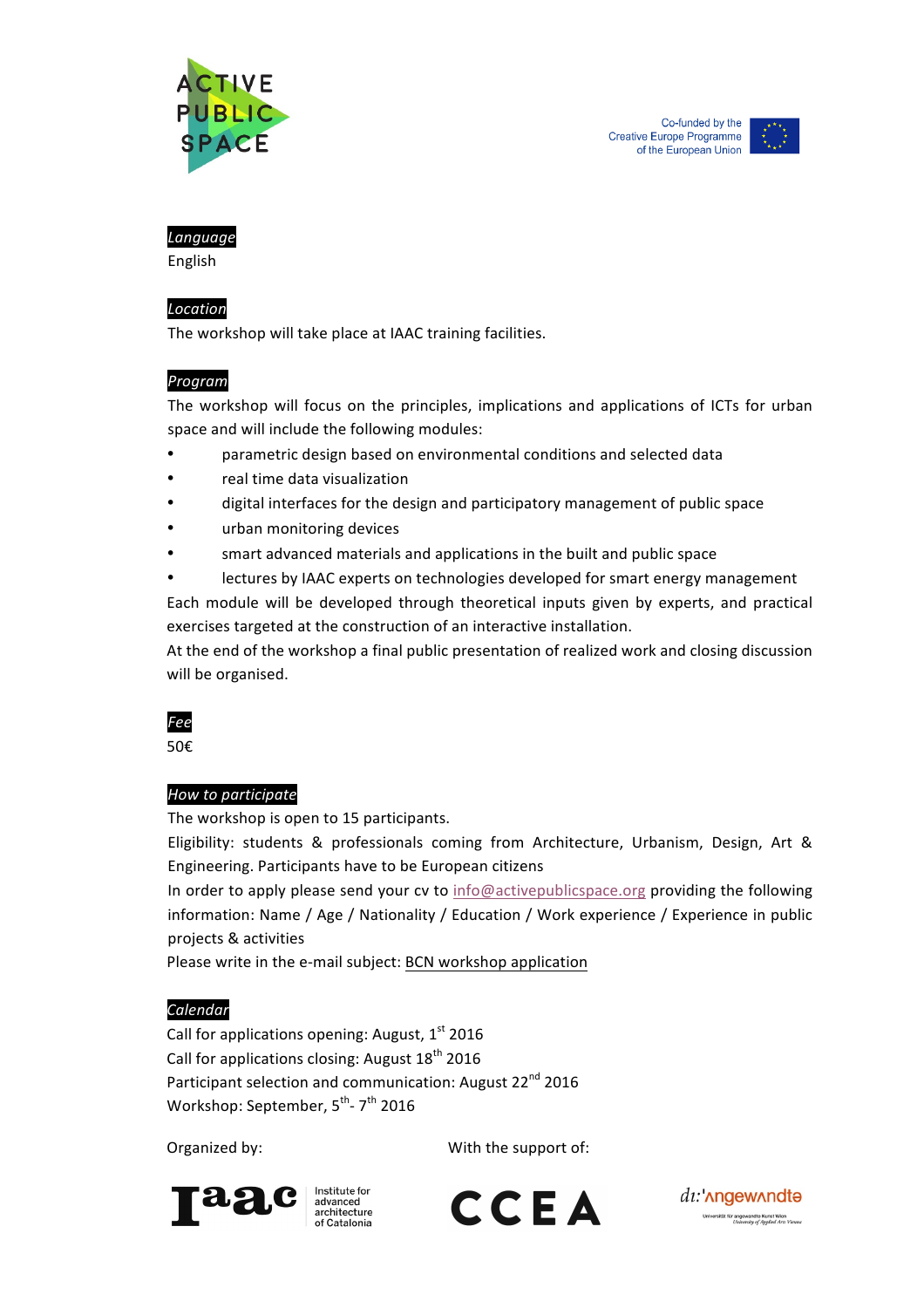ACTIVE PUBLIC SPACE

Co-funded by the Creative Europe Programme of the European Union

### *Language*

English

### *Location*

The workshop will take place at IAAC training facilities.

### *Program*

The workshop will focus on the principles, implications and applications of ICTs for urban space and will include the following modules:

- parametric design based on environmental conditions and selected data
- real time data visualization
- digital interfaces for the design and participatory management of public space
- urban monitoring devices
- smart advanced materials and applications in the built and public space
- lectures by IAAC experts on technologies developed for smart energy management

Each module will be developed through theoretical inputs given by experts, and practical exercises targeted at the construction of an interactive installation.

At the end of the workshop a final public presentation of realized work and closing discussion will be organised.

### *Fee*

50€

### *How to participate*

The workshop is open to 15 participants.

Eligibility: students & professionals coming from Architecture, Urbanism, Design, Art & Engineering. Participants have to be European citizens

In order to apply please send your cv to info@activepublicspace.org providing the following information: Name / Age / Nationality / Education / Work experience / Experience in public projects & activities

Please write in the e-mail subject: BCN workshop application

### *Calendar*

Call for applications opening: August, 1st 2016

Call for applications closing: August 18th 2016

Participant selection and communication: August 22nd 2016

Workshop: September, 5th - 7th 2016

Organized by:

Iaac Institute for advanced architecture of Catalonia

With the support of:

CCEA

di:'angewandte Universität für angewandte Kunst Wien University of Applied Arts Vienna